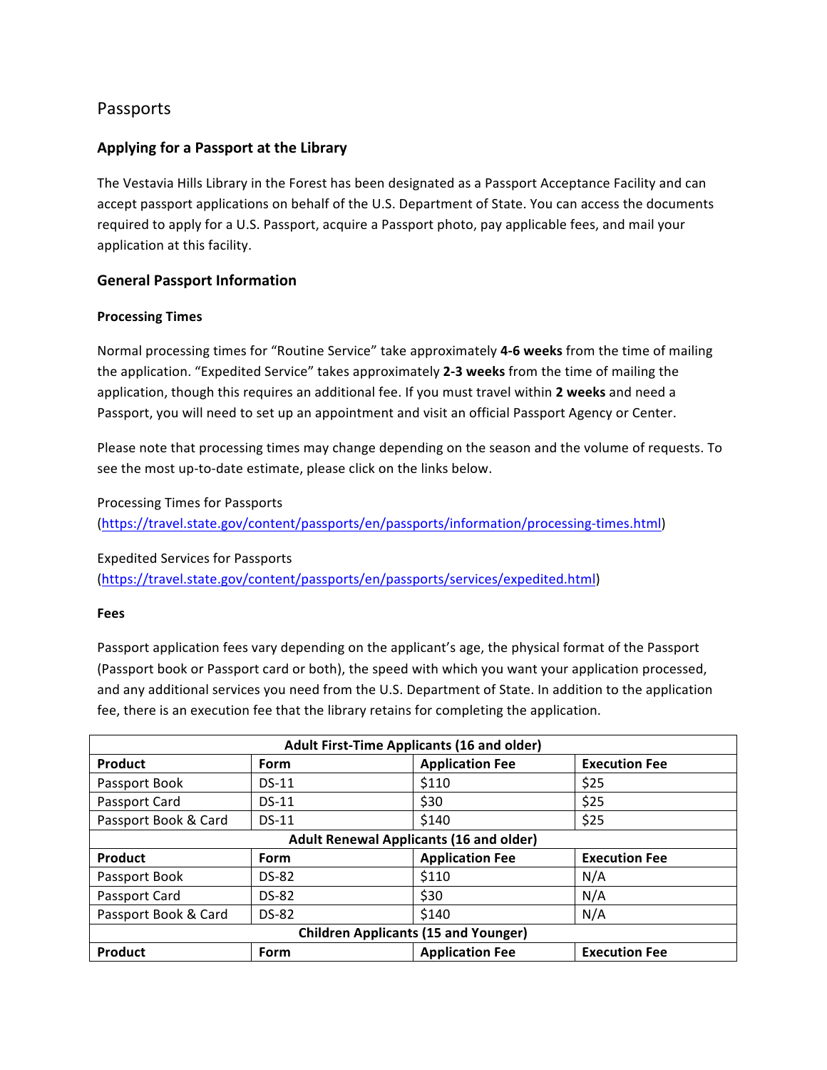# Passports

## Applying for a Passport at the Library

The Vestavia Hills Library in the Forest has been designated as a Passport Acceptance Facility and can accept passport applications on behalf of the U.S. Department of State. You can access the documents required to apply for a U.S. Passport, acquire a Passport photo, pay applicable fees, and mail your application at this facility.

## General Passport Information

### Processing Times

Normal processing times for "Routine Service" take approximately **4-6 weeks** from the time of mailing the application. "Expedited Service" takes approximately **2-3 weeks** from the time of mailing the application, though this requires an additional fee. If you must travel within **2 weeks** and need a Passport, you will need to set up an appointment and visit an official Passport Agency or Center.

Please note that processing times may change depending on the season and the volume of requests. To see the most up-to-date estimate, please click on the links below.

Processing Times for Passports
(https://travel.state.gov/content/passports/en/passports/information/processing-times.html)

Expedited Services for Passports
(https://travel.state.gov/content/passports/en/passports/services/expedited.html)

### Fees

Passport application fees vary depending on the applicant's age, the physical format of the Passport (Passport book or Passport card or both), the speed with which you want your application processed, and any additional services you need from the U.S. Department of State. In addition to the application fee, there is an execution fee that the library retains for completing the application.

| Adult First-Time Applicants (16 and older) | | | |
|---|---|---|---|
| **Product** | **Form** | **Application Fee** | **Execution Fee** |
| Passport Book | DS-11 | $110 | $25 |
| Passport Card | DS-11 | $30 | $25 |
| Passport Book & Card | DS-11 | $140 | $25 |
| **Adult Renewal Applicants (16 and older)** | | | |
| **Product** | **Form** | **Application Fee** | **Execution Fee** |
| Passport Book | DS-82 | $110 | N/A |
| Passport Card | DS-82 | $30 | N/A |
| Passport Book & Card | DS-82 | $140 | N/A |
| **Children Applicants (15 and Younger)** | | | |
| **Product** | **Form** | **Application Fee** | **Execution Fee** |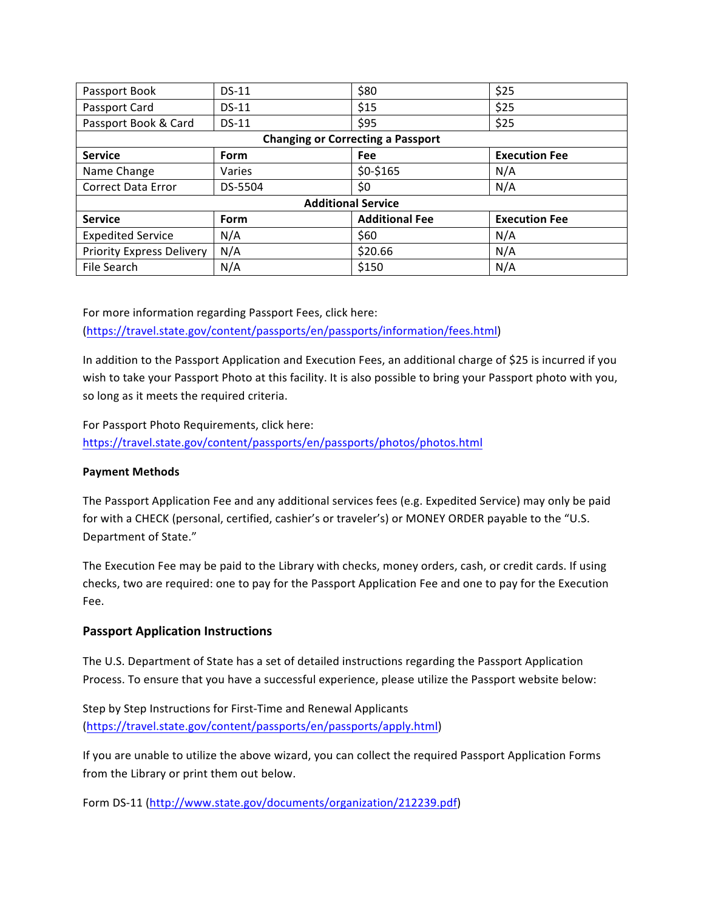| Passport Book | DS-11 | $80 | $25 |
| --- | --- | --- | --- |
| Passport Card | DS-11 | $15 | $25 |
| Passport Book & Card | DS-11 | $95 | $25 |
| **Changing or Correcting a Passport** | | | |
| **Service** | **Form** | **Fee** | **Execution Fee** |
| Name Change | Varies | $0-$165 | N/A |
| Correct Data Error | DS-5504 | $0 | N/A |
| **Additional Service** | | | |
| **Service** | **Form** | **Additional Fee** | **Execution Fee** |
| Expedited Service | N/A | $60 | N/A |
| Priority Express Delivery | N/A | $20.66 | N/A |
| File Search | N/A | $150 | N/A |

For more information regarding Passport Fees, click here: (https://travel.state.gov/content/passports/en/passports/information/fees.html)

In addition to the Passport Application and Execution Fees, an additional charge of $25 is incurred if you wish to take your Passport Photo at this facility. It is also possible to bring your Passport photo with you, so long as it meets the required criteria.

For Passport Photo Requirements, click here: https://travel.state.gov/content/passports/en/passports/photos/photos.html

**Payment Methods**

The Passport Application Fee and any additional services fees (e.g. Expedited Service) may only be paid for with a CHECK (personal, certified, cashier's or traveler's) or MONEY ORDER payable to the "U.S. Department of State."

The Execution Fee may be paid to the Library with checks, money orders, cash, or credit cards. If using checks, two are required: one to pay for the Passport Application Fee and one to pay for the Execution Fee.

## Passport Application Instructions

The U.S. Department of State has a set of detailed instructions regarding the Passport Application Process. To ensure that you have a successful experience, please utilize the Passport website below:

Step by Step Instructions for First-Time and Renewal Applicants (https://travel.state.gov/content/passports/en/passports/apply.html)

If you are unable to utilize the above wizard, you can collect the required Passport Application Forms from the Library or print them out below.

Form DS-11 (http://www.state.gov/documents/organization/212239.pdf)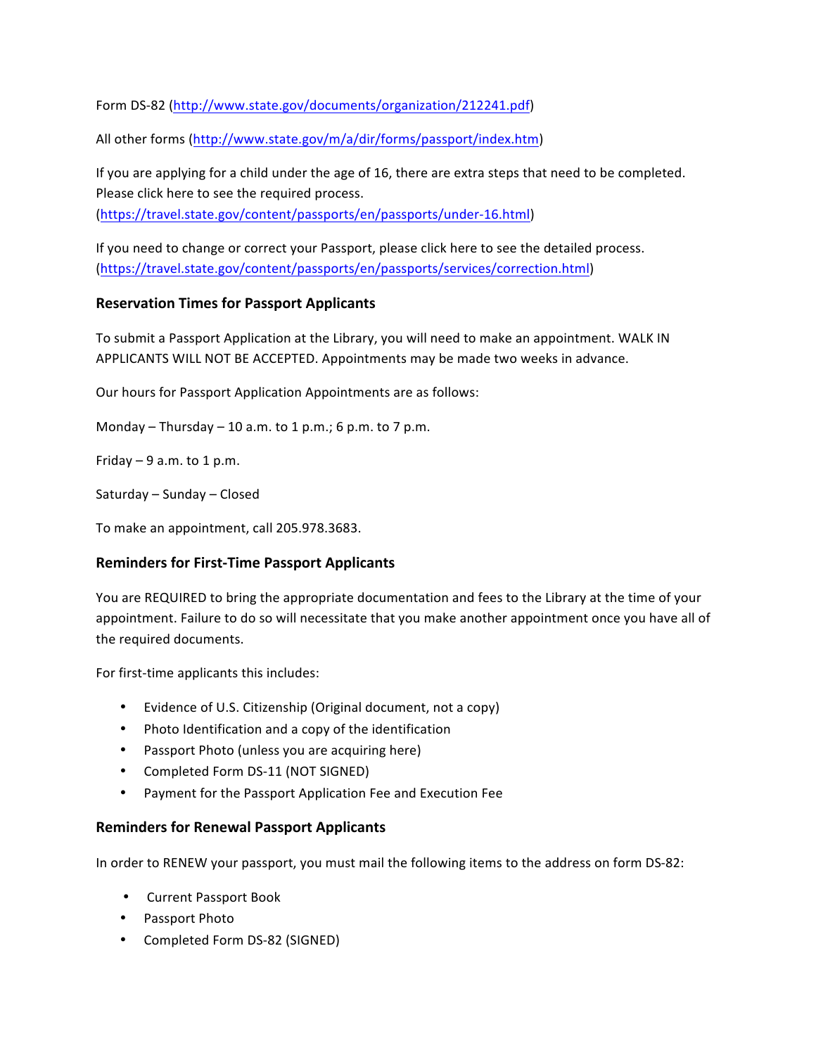Form DS-82 (http://www.state.gov/documents/organization/212241.pdf)

All other forms (http://www.state.gov/m/a/dir/forms/passport/index.htm)

If you are applying for a child under the age of 16, there are extra steps that need to be completed. Please click here to see the required process. (https://travel.state.gov/content/passports/en/passports/under-16.html)

If you need to change or correct your Passport, please click here to see the detailed process. (https://travel.state.gov/content/passports/en/passports/services/correction.html)

### Reservation Times for Passport Applicants

To submit a Passport Application at the Library, you will need to make an appointment. WALK IN APPLICANTS WILL NOT BE ACCEPTED. Appointments may be made two weeks in advance.

Our hours for Passport Application Appointments are as follows:

Monday – Thursday – 10 a.m. to 1 p.m.; 6 p.m. to 7 p.m.

Friday – 9 a.m. to 1 p.m.

Saturday – Sunday – Closed

To make an appointment, call 205.978.3683.

### Reminders for First-Time Passport Applicants

You are REQUIRED to bring the appropriate documentation and fees to the Library at the time of your appointment. Failure to do so will necessitate that you make another appointment once you have all of the required documents.

For first-time applicants this includes:

- Evidence of U.S. Citizenship (Original document, not a copy)
- Photo Identification and a copy of the identification
- Passport Photo (unless you are acquiring here)
- Completed Form DS-11 (NOT SIGNED)
- Payment for the Passport Application Fee and Execution Fee

### Reminders for Renewal Passport Applicants

In order to RENEW your passport, you must mail the following items to the address on form DS-82:

- Current Passport Book
- Passport Photo
- Completed Form DS-82 (SIGNED)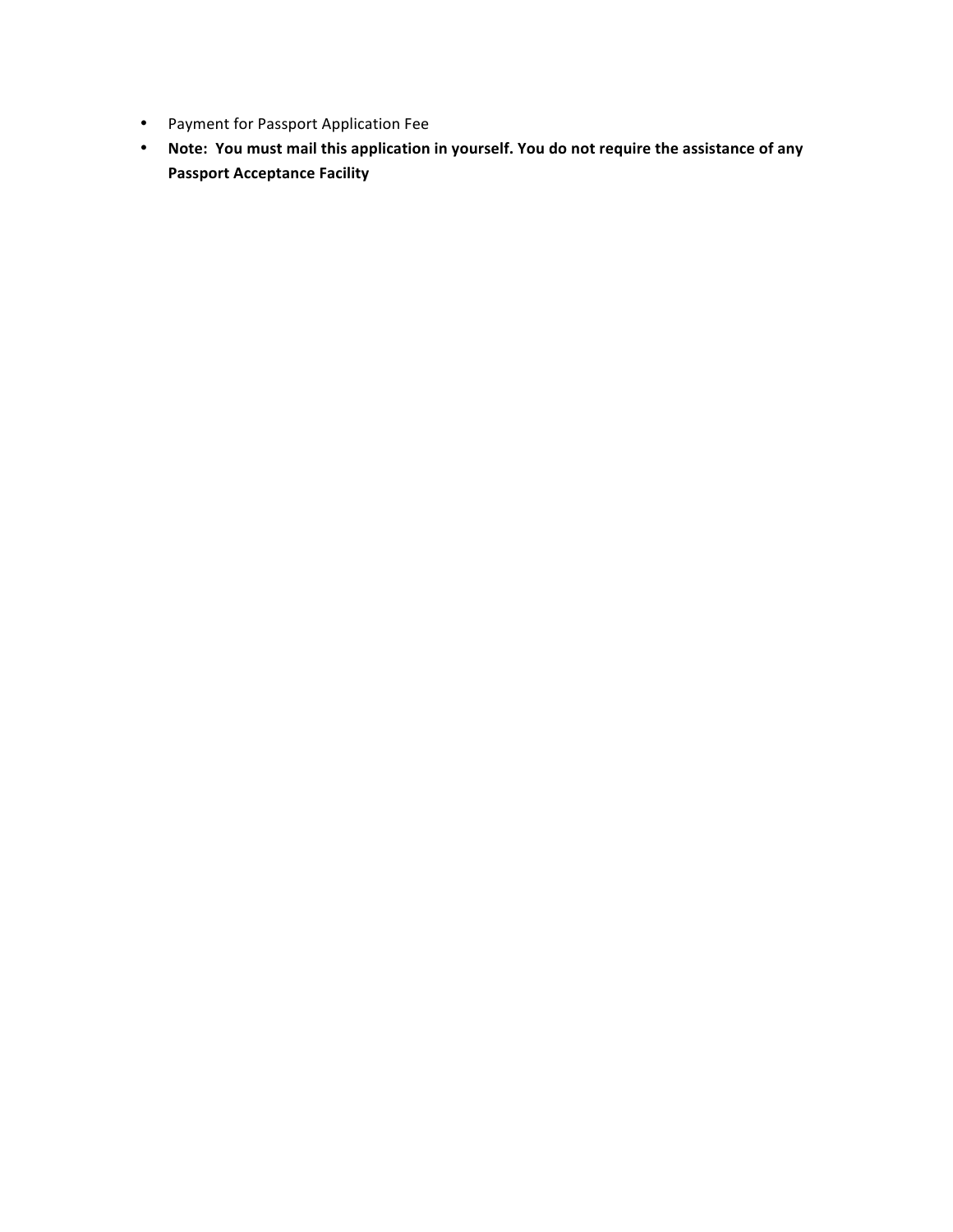- Payment for Passport Application Fee
- **Note: You must mail this application in yourself. You do not require the assistance of any Passport Acceptance Facility**